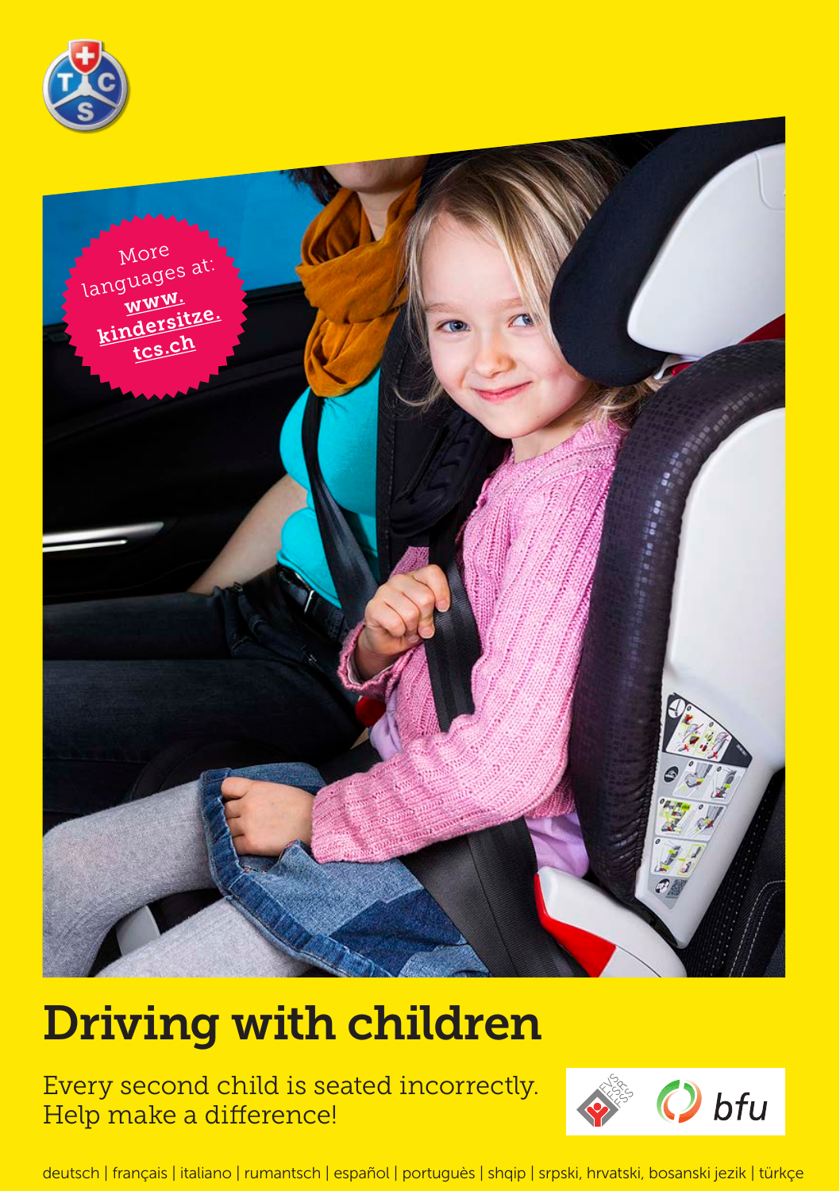More languages at: www.kindersitze.tcs.ch

# Driving with children

Every second child is seated incorrectly.
Help make a difference!

deutsch | français | italiano | rumantsch | español | português | shqip | srpski, hrvatski, bosanski jezik | türkçe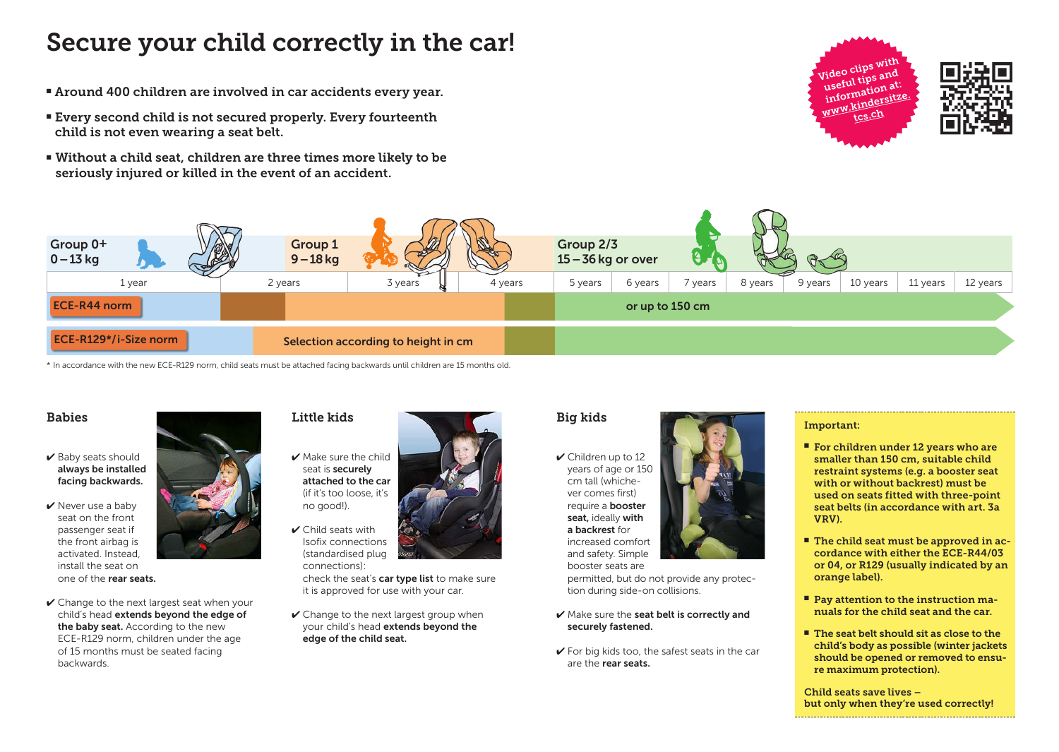# Secure your child correctly in the car!

- Around 400 children are involved in car accidents every year.
- Every second child is not secured properly. Every fourteenth child is not even wearing a seat belt.
- Without a child seat, children are three times more likely to be seriously injured or killed in the event of an accident.

Video clips with useful tips and information at: www.kindersitze.tcs.ch

Group 0+
0 – 13 kg

Group 1
9 – 18 kg

Group 2/3
15 – 36 kg or over

1 year
2 years
3 years
4 years
5 years
6 years
7 years
8 years
9 years
10 years
11 years
12 years

ECE-R44 norm

or up to 150 cm

ECE-R129*/i-Size norm

Selection according to height in cm

* In accordance with the new ECE-R129 norm, child seats must be attached facing backwards until children are 15 months old.

## Babies

✔ Baby seats should **always be installed facing backwards.**

✔ Never use a baby seat on the front passenger seat if the front airbag is activated. Instead, install the seat on one of the **rear seats.**

✔ Change to the next largest seat when your child's head **extends beyond the edge of the baby seat.** According to the new ECE-R129 norm, children under the age of 15 months must be seated facing backwards.

## Little kids

✔ Make sure the child seat is **securely attached to the car** (if it's too loose, it's no good!).

✔ Child seats with Isofix connections (standardised plug connections): check the seat's **car type list** to make sure it is approved for use with your car.

✔ Change to the next largest group when your child's head **extends beyond the edge of the child seat.**

## Big kids

✔ Children up to 12 years of age or 150 cm tall (whichever comes first) require a **booster seat,** ideally **with a backrest** for increased comfort and safety. Simple booster seats are permitted, but do not provide any protection during side-on collisions.

✔ Make sure the **seat belt is correctly and securely fastened.**

✔ For big kids too, the safest seats in the car are the **rear seats.**

**Important:**

- **For children under 12 years who are smaller than 150 cm, suitable child restraint systems (e.g. a booster seat with or without backrest) must be used on seats fitted with three-point seat belts (in accordance with art. 3a VRV).**
- **The child seat must be approved in accordance with either the ECE-R44/03 or 04, or R129 (usually indicated by an orange label).**
- **Pay attention to the instruction manuals for the child seat and the car.**
- **The seat belt should sit as close to the child's body as possible (winter jackets should be opened or removed to ensure maximum protection).**

**Child seats save lives – but only when they're used correctly!**